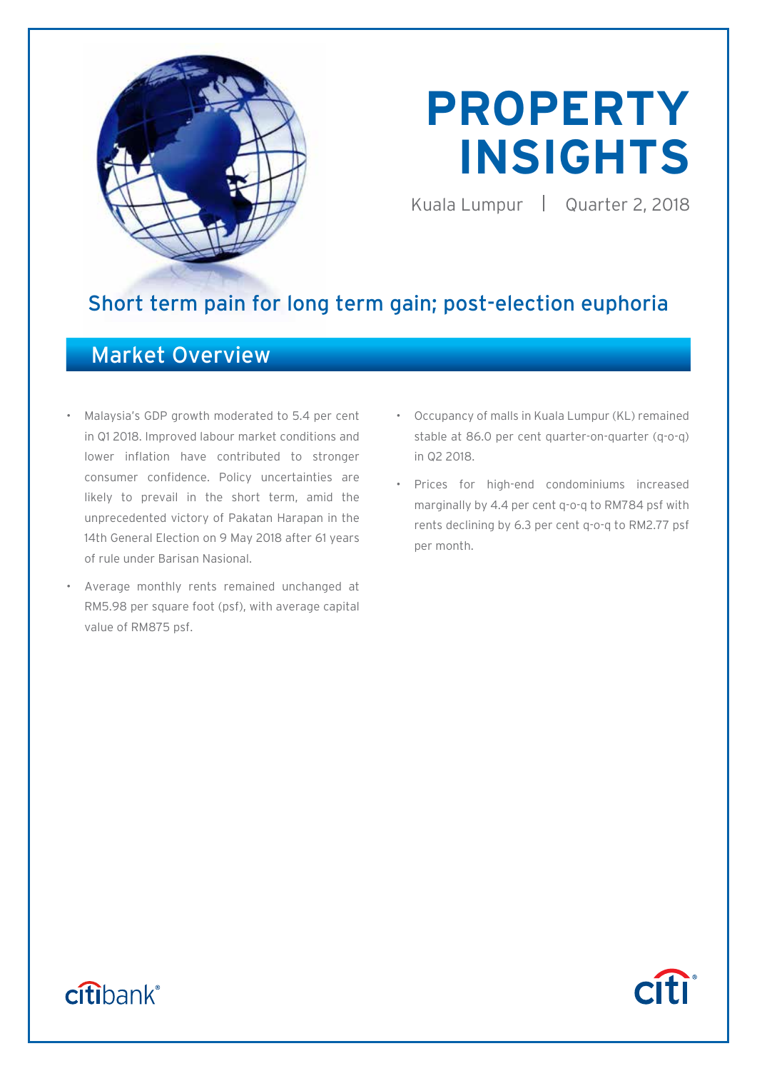# PROPERTY INSIGHTS

Kuala Lumpur | Quarter 2, 2018

## Short term pain for long term gain; post-election euphoria

## Market Overview

- Malaysia's GDP growth moderated to 5.4 per cent in Q1 2018. Improved labour market conditions and lower inflation have contributed to stronger consumer confidence. Policy uncertainties are likely to prevail in the short term, amid the unprecedented victory of Pakatan Harapan in the 14th General Election on 9 May 2018 after 61 years of rule under Barisan Nasional.
- Average monthly rents remained unchanged at RM5.98 per square foot (psf), with average capital value of RM875 psf.
- Occupancy of malls in Kuala Lumpur (KL) remained stable at 86.0 per cent quarter-on-quarter (q-o-q) in Q2 2018.
- Prices for high-end condominiums increased marginally by 4.4 per cent q-o-q to RM784 psf with rents declining by 6.3 per cent q-o-q to RM2.77 psf per month.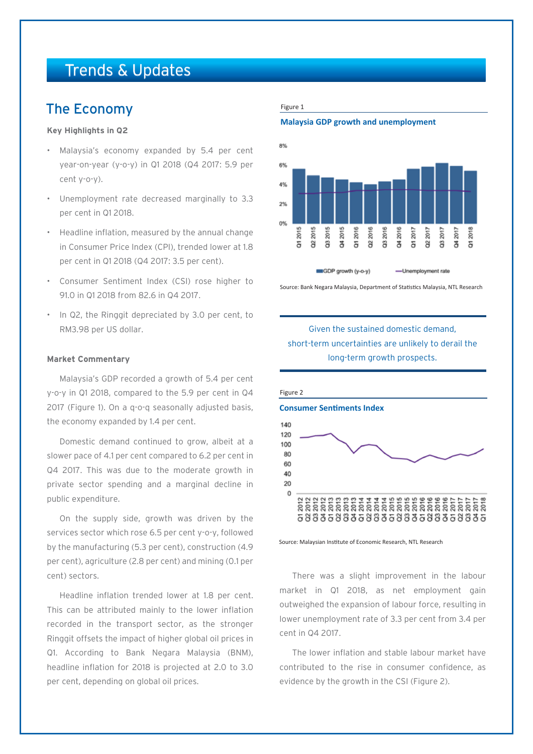# Trends & Updates

## The Economy

**Key Highlights in Q2**

- Malaysia's economy expanded by 5.4 per cent year-on-year (y-o-y) in Q1 2018 (Q4 2017: 5.9 per cent y-o-y).
- Unemployment rate decreased marginally to 3.3 per cent in Q1 2018.
- Headline inflation, measured by the annual change in Consumer Price Index (CPI), trended lower at 1.8 per cent in Q1 2018 (Q4 2017: 3.5 per cent).
- Consumer Sentiment Index (CSI) rose higher to 91.0 in Q1 2018 from 82.6 in Q4 2017.
- In Q2, the Ringgit depreciated by 3.0 per cent, to RM3.98 per US dollar.

**Market Commentary**

Malaysia's GDP recorded a growth of 5.4 per cent y-o-y in Q1 2018, compared to the 5.9 per cent in Q4 2017 (Figure 1). On a q-o-q seasonally adjusted basis, the economy expanded by 1.4 per cent.

Domestic demand continued to grow, albeit at a slower pace of 4.1 per cent compared to 6.2 per cent in Q4 2017. This was due to the moderate growth in private sector spending and a marginal decline in public expenditure.

On the supply side, growth was driven by the services sector which rose 6.5 per cent y-o-y, followed by the manufacturing (5.3 per cent), construction (4.9 per cent), agriculture (2.8 per cent) and mining (0.1 per cent) sectors.

Headline inflation trended lower at 1.8 per cent. This can be attributed mainly to the lower inflation recorded in the transport sector, as the stronger Ringgit offsets the impact of higher global oil prices in Q1. According to Bank Negara Malaysia (BNM), headline inflation for 2018 is projected at 2.0 to 3.0 per cent, depending on global oil prices.

Figure 1

**Malaysia GDP growth and unemployment**

Source: Bank Negara Malaysia, Department of Statistics Malaysia, NTL Research

> Given the sustained domestic demand, short-term uncertainties are unlikely to derail the long-term growth prospects.

Figure 2

**Consumer Sentiments Index**

Source: Malaysian Institute of Economic Research, NTL Research

There was a slight improvement in the labour market in Q1 2018, as net employment gain outweighed the expansion of labour force, resulting in lower unemployment rate of 3.3 per cent from 3.4 per cent in Q4 2017.

The lower inflation and stable labour market have contributed to the rise in consumer confidence, as evidence by the growth in the CSI (Figure 2).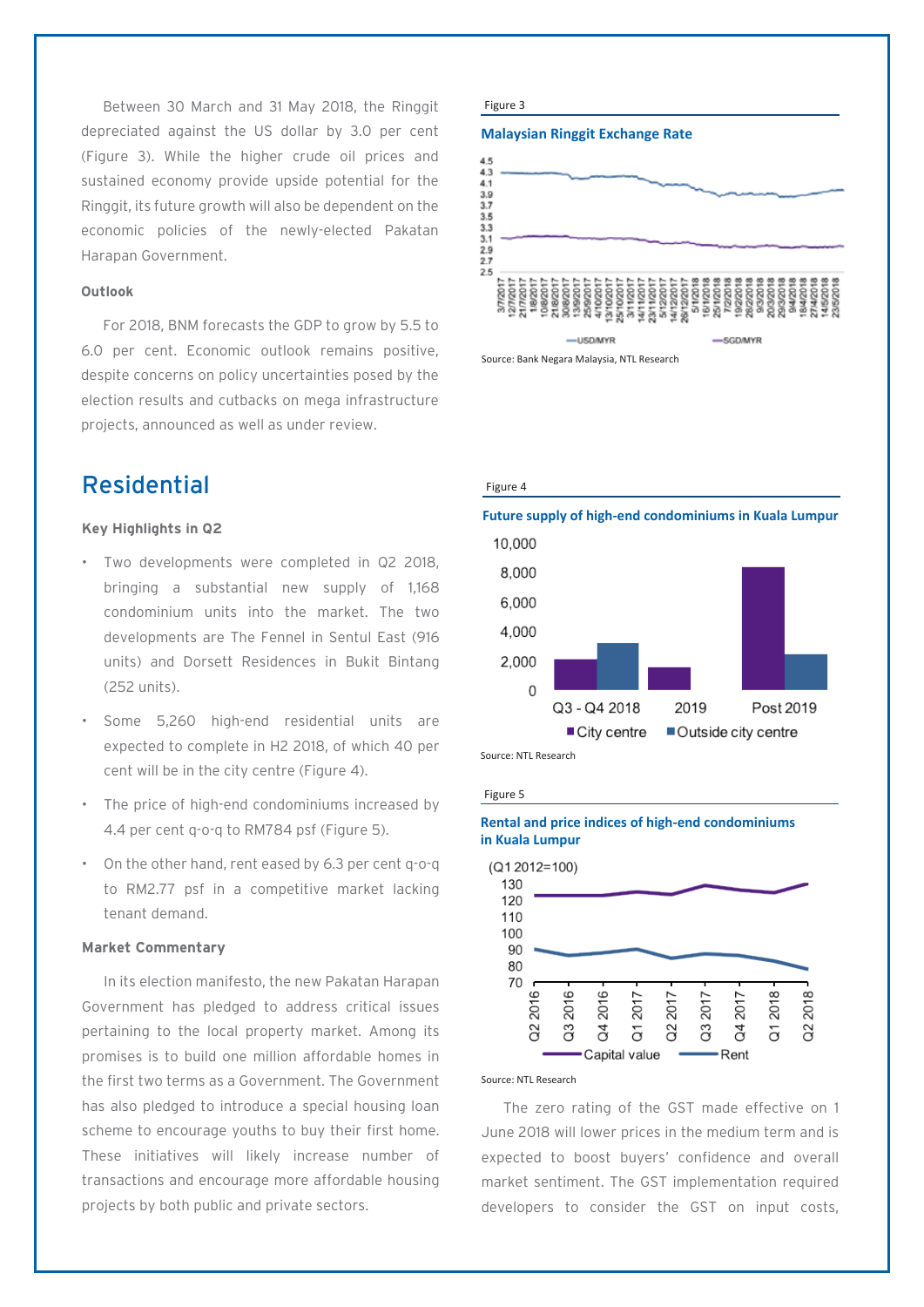Between 30 March and 31 May 2018, the Ringgit depreciated against the US dollar by 3.0 per cent (Figure 3). While the higher crude oil prices and sustained economy provide upside potential for the Ringgit, its future growth will also be dependent on the economic policies of the newly-elected Pakatan Harapan Government.

**Outlook**

For 2018, BNM forecasts the GDP to grow by 5.5 to 6.0 per cent. Economic outlook remains positive, despite concerns on policy uncertainties posed by the election results and cutbacks on mega infrastructure projects, announced as well as under review.

Figure 3

**Malaysian Ringgit Exchange Rate**

Source: Bank Negara Malaysia, NTL Research

## Residential

**Key Highlights in Q2**

- Two developments were completed in Q2 2018, bringing a substantial new supply of 1,168 condominium units into the market. The two developments are The Fennel in Sentul East (916 units) and Dorsett Residences in Bukit Bintang (252 units).
- Some 5,260 high-end residential units are expected to complete in H2 2018, of which 40 per cent will be in the city centre (Figure 4).
- The price of high-end condominiums increased by 4.4 per cent q-o-q to RM784 psf (Figure 5).
- On the other hand, rent eased by 6.3 per cent q-o-q to RM2.77 psf in a competitive market lacking tenant demand.

**Market Commentary**

In its election manifesto, the new Pakatan Harapan Government has pledged to address critical issues pertaining to the local property market. Among its promises is to build one million affordable homes in the first two terms as a Government. The Government has also pledged to introduce a special housing loan scheme to encourage youths to buy their first home. These initiatives will likely increase number of transactions and encourage more affordable housing projects by both public and private sectors.

Figure 4

**Future supply of high-end condominiums in Kuala Lumpur**

Source: NTL Research

Figure 5

**Rental and price indices of high-end condominiums in Kuala Lumpur**

Source: NTL Research

The zero rating of the GST made effective on 1 June 2018 will lower prices in the medium term and is expected to boost buyers' confidence and overall market sentiment. The GST implementation required developers to consider the GST on input costs,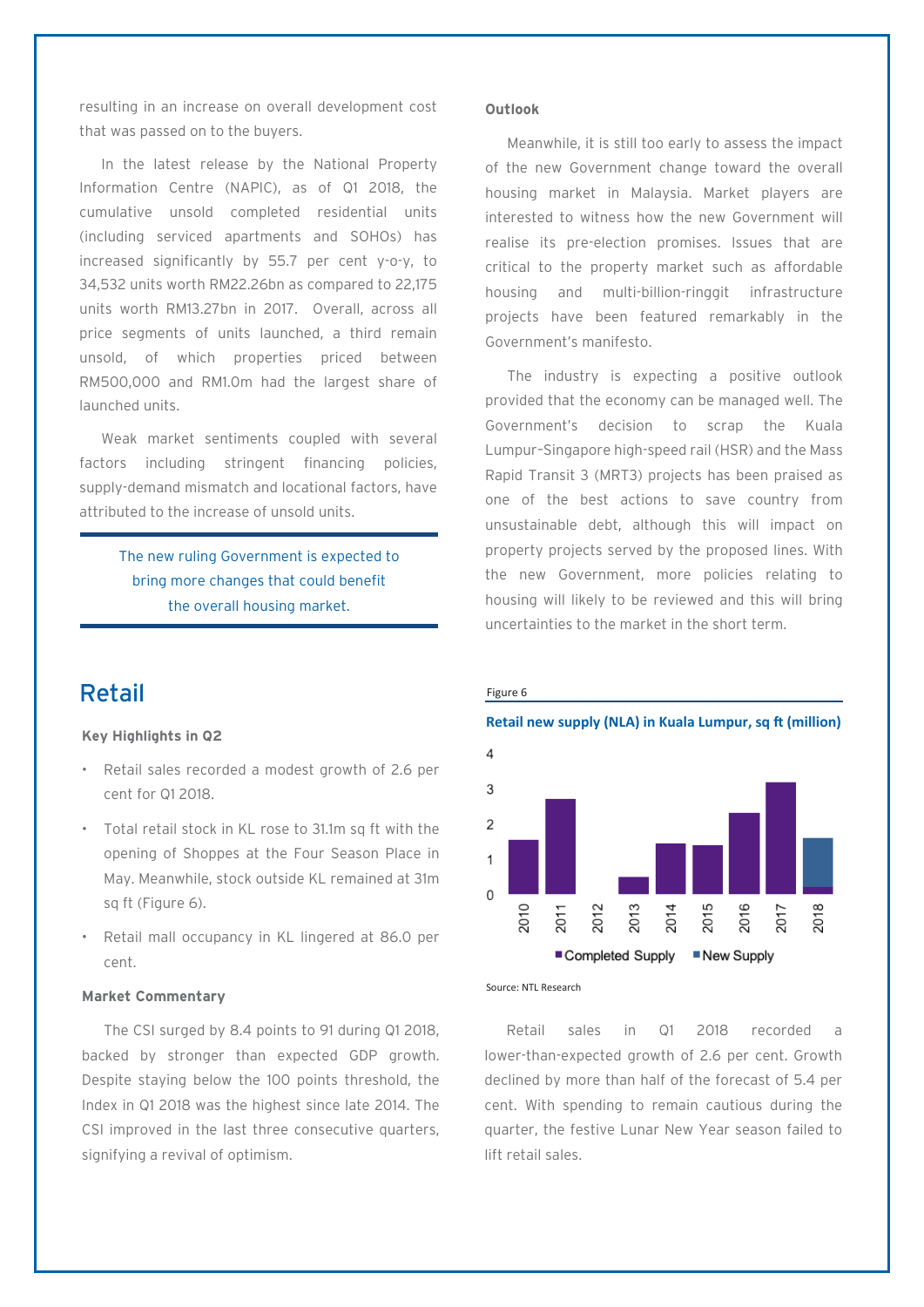resulting in an increase on overall development cost that was passed on to the buyers.

In the latest release by the National Property Information Centre (NAPIC), as of Q1 2018, the cumulative unsold completed residential units (including serviced apartments and SOHOs) has increased significantly by 55.7 per cent y-o-y, to 34,532 units worth RM22.26bn as compared to 22,175 units worth RM13.27bn in 2017. Overall, across all price segments of units launched, a third remain unsold, of which properties priced between RM500,000 and RM1.0m had the largest share of launched units.

Weak market sentiments coupled with several factors including stringent financing policies, supply-demand mismatch and locational factors, have attributed to the increase of unsold units.

> The new ruling Government is expected to bring more changes that could benefit the overall housing market.

**Outlook**

Meanwhile, it is still too early to assess the impact of the new Government change toward the overall housing market in Malaysia. Market players are interested to witness how the new Government will realise its pre-election promises. Issues that are critical to the property market such as affordable housing and multi-billion-ringgit infrastructure projects have been featured remarkably in the Government's manifesto.

The industry is expecting a positive outlook provided that the economy can be managed well. The Government's decision to scrap the Kuala Lumpur-Singapore high-speed rail (HSR) and the Mass Rapid Transit 3 (MRT3) projects has been praised as one of the best actions to save country from unsustainable debt, although this will impact on property projects served by the proposed lines. With the new Government, more policies relating to housing will likely to be reviewed and this will bring uncertainties to the market in the short term.

## Retail

**Key Highlights in Q2**

- Retail sales recorded a modest growth of 2.6 per cent for Q1 2018.
- Total retail stock in KL rose to 31.1m sq ft with the opening of Shoppes at the Four Season Place in May. Meanwhile, stock outside KL remained at 31m sq ft (Figure 6).
- Retail mall occupancy in KL lingered at 86.0 per cent.

**Market Commentary**

The CSI surged by 8.4 points to 91 during Q1 2018, backed by stronger than expected GDP growth. Despite staying below the 100 points threshold, the Index in Q1 2018 was the highest since late 2014. The CSI improved in the last three consecutive quarters, signifying a revival of optimism.

Figure 6

**Retail new supply (NLA) in Kuala Lumpur, sq ft (million)**

Source: NTL Research

Retail sales in Q1 2018 recorded a lower-than-expected growth of 2.6 per cent. Growth declined by more than half of the forecast of 5.4 per cent. With spending to remain cautious during the quarter, the festive Lunar New Year season failed to lift retail sales.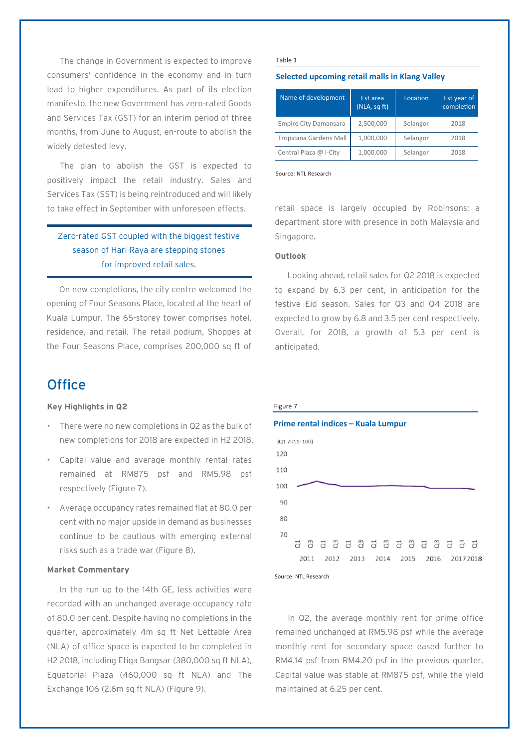The change in Government is expected to improve consumers' confidence in the economy and in turn lead to higher expenditures. As part of its election manifesto, the new Government has zero-rated Goods and Services Tax (GST) for an interim period of three months, from June to August, en-route to abolish the widely detested levy.

The plan to abolish the GST is expected to positively impact the retail industry. Sales and Services Tax (SST) is being reintroduced and will likely to take effect in September with unforeseen effects.

> Zero-rated GST coupled with the biggest festive season of Hari Raya are stepping stones for improved retail sales.

On new completions, the city centre welcomed the opening of Four Seasons Place, located at the heart of Kuala Lumpur. The 65-storey tower comprises hotel, residence, and retail. The retail podium, Shoppes at the Four Seasons Place, comprises 200,000 sq ft of retail space is largely occupied by Robinsons; a department store with presence in both Malaysia and Singapore.

Table 1

**Selected upcoming retail malls in Klang Valley**

| Name of development | Est area (NLA, sq ft) | Location | Est year of completion |
|---|---|---|---|
| Empire City Damansara | 2,500,000 | Selangor | 2018 |
| Tropicana Gardens Mall | 1,000,000 | Selangor | 2018 |
| Central Plaza @ i-City | 1,000,000 | Selangor | 2018 |

Source: NTL Research

**Outlook**

Looking ahead, retail sales for Q2 2018 is expected to expand by 6.3 per cent, in anticipation for the festive Eid season. Sales for Q3 and Q4 2018 are expected to grow by 6.8 and 3.5 per cent respectively. Overall, for 2018, a growth of 5.3 per cent is anticipated.

# Office

**Key Highlights in Q2**

- There were no new completions in Q2 as the bulk of new completions for 2018 are expected in H2 2018.
- Capital value and average monthly rental rates remained at RM875 psf and RM5.98 psf respectively (Figure 7).
- Average occupancy rates remained flat at 80.0 per cent with no major upside in demand as businesses continue to be cautious with emerging external risks such as a trade war (Figure 8).

**Market Commentary**

In the run up to the 14th GE, less activities were recorded with an unchanged average occupancy rate of 80.0 per cent. Despite having no completions in the quarter, approximately 4m sq ft Net Lettable Area (NLA) of office space is expected to be completed in H2 2018, including Etiqa Bangsar (380,000 sq ft NLA), Equatorial Plaza (460,000 sq ft NLA) and The Exchange 106 (2.6m sq ft NLA) (Figure 9).

Figure 7

**Prime rental indices – Kuala Lumpur**

(Q1 2011=100)

Source: NTL Research

In Q2, the average monthly rent for prime office remained unchanged at RM5.98 psf while the average monthly rent for secondary space eased further to RM4.14 psf from RM4.20 psf in the previous quarter. Capital value was stable at RM875 psf, while the yield maintained at 6.25 per cent.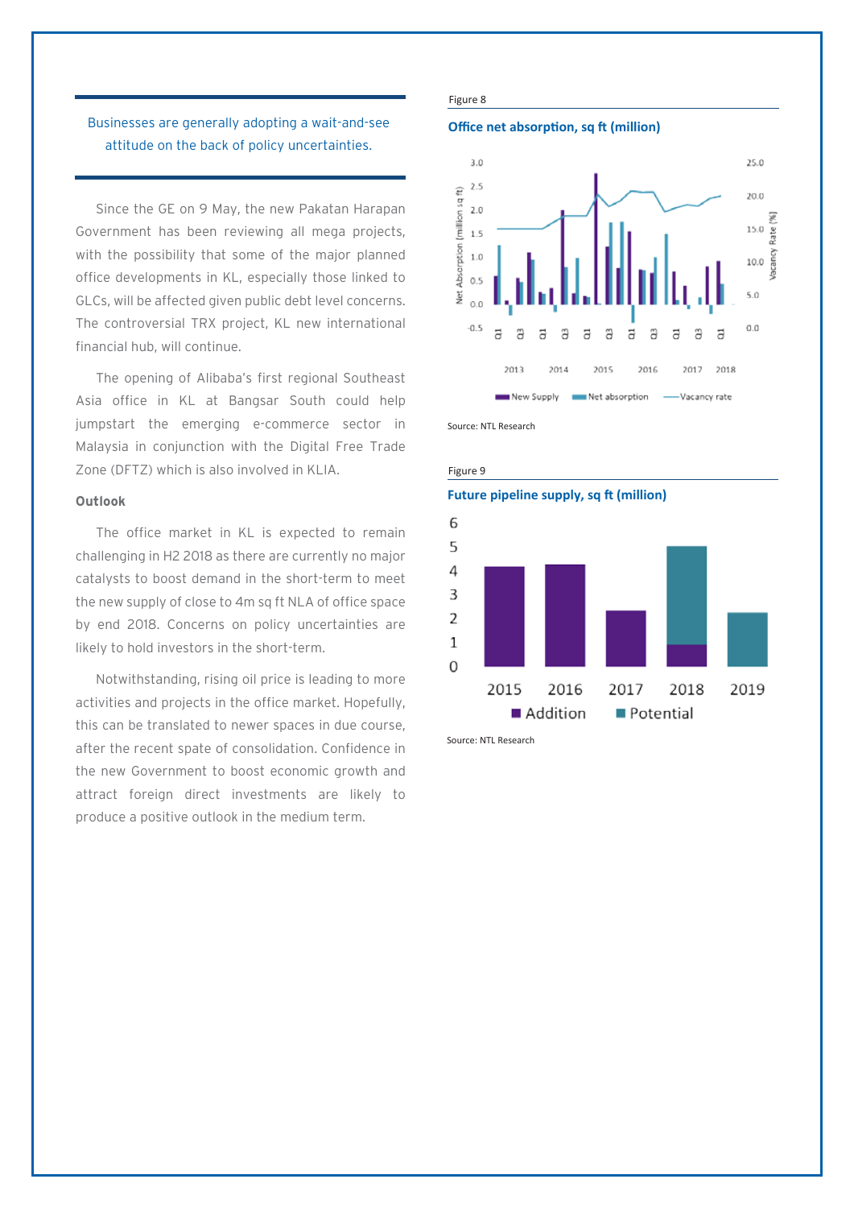Businesses are generally adopting a wait-and-see attitude on the back of policy uncertainties.

Since the GE on 9 May, the new Pakatan Harapan Government has been reviewing all mega projects, with the possibility that some of the major planned office developments in KL, especially those linked to GLCs, will be affected given public debt level concerns. The controversial TRX project, KL new international financial hub, will continue.

The opening of Alibaba's first regional Southeast Asia office in KL at Bangsar South could help jumpstart the emerging e-commerce sector in Malaysia in conjunction with the Digital Free Trade Zone (DFTZ) which is also involved in KLIA.

**Outlook**

The office market in KL is expected to remain challenging in H2 2018 as there are currently no major catalysts to boost demand in the short-term to meet the new supply of close to 4m sq ft NLA of office space by end 2018. Concerns on policy uncertainties are likely to hold investors in the short-term.

Notwithstanding, rising oil price is leading to more activities and projects in the office market. Hopefully, this can be translated to newer spaces in due course, after the recent spate of consolidation. Confidence in the new Government to boost economic growth and attract foreign direct investments are likely to produce a positive outlook in the medium term.

Figure 8

**Office net absorption, sq ft (million)**

Source: NTL Research

Figure 9

**Future pipeline supply, sq ft (million)**

Source: NTL Research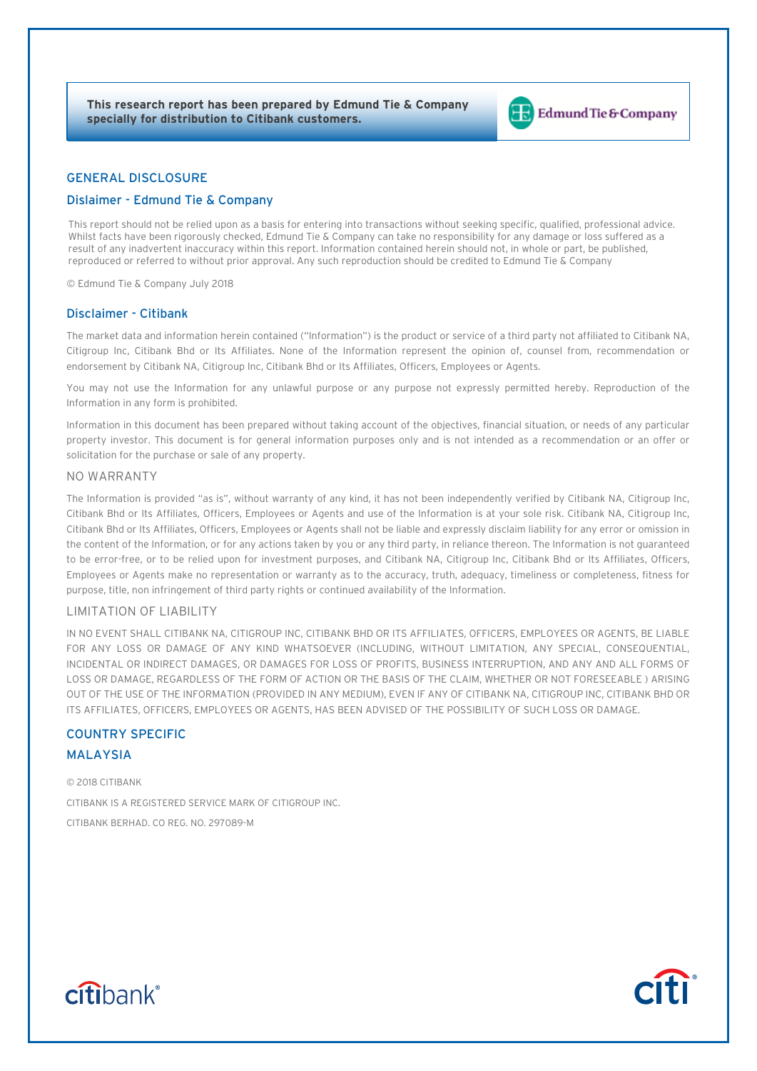**This research report has been prepared by Edmund Tie & Company specially for distribution to Citibank customers.**

Edmund Tie & Company

## GENERAL DISCLOSURE

### Dislaimer - Edmund Tie & Company

This report should not be relied upon as a basis for entering into transactions without seeking specific, qualified, professional advice. Whilst facts have been rigorously checked, Edmund Tie & Company can take no responsibility for any damage or loss suffered as a result of any inadvertent inaccuracy within this report. Information contained herein should not, in whole or part, be published, reproduced or referred to without prior approval. Any such reproduction should be credited to Edmund Tie & Company

© Edmund Tie & Company July 2018

### Disclaimer - Citibank

The market data and information herein contained ("Information") is the product or service of a third party not affiliated to Citibank NA, Citigroup Inc, Citibank Bhd or Its Affiliates. None of the Information represent the opinion of, counsel from, recommendation or endorsement by Citibank NA, Citigroup Inc, Citibank Bhd or Its Affiliates, Officers, Employees or Agents.

You may not use the Information for any unlawful purpose or any purpose not expressly permitted hereby. Reproduction of the Information in any form is prohibited.

Information in this document has been prepared without taking account of the objectives, financial situation, or needs of any particular property investor. This document is for general information purposes only and is not intended as a recommendation or an offer or solicitation for the purchase or sale of any property.

#### NO WARRANTY

The Information is provided "as is", without warranty of any kind, it has not been independently verified by Citibank NA, Citigroup Inc, Citibank Bhd or Its Affiliates, Officers, Employees or Agents and use of the Information is at your sole risk. Citibank NA, Citigroup Inc, Citibank Bhd or Its Affiliates, Officers, Employees or Agents shall not be liable and expressly disclaim liability for any error or omission in the content of the Information, or for any actions taken by you or any third party, in reliance thereon. The Information is not guaranteed to be error-free, or to be relied upon for investment purposes, and Citibank NA, Citigroup Inc, Citibank Bhd or Its Affiliates, Officers, Employees or Agents make no representation or warranty as to the accuracy, truth, adequacy, timeliness or completeness, fitness for purpose, title, non infringement of third party rights or continued availability of the Information.

#### LIMITATION OF LIABILITY

IN NO EVENT SHALL CITIBANK NA, CITIGROUP INC, CITIBANK BHD OR ITS AFFILIATES, OFFICERS, EMPLOYEES OR AGENTS, BE LIABLE FOR ANY LOSS OR DAMAGE OF ANY KIND WHATSOEVER (INCLUDING, WITHOUT LIMITATION, ANY SPECIAL, CONSEQUENTIAL, INCIDENTAL OR INDIRECT DAMAGES, OR DAMAGES FOR LOSS OF PROFITS, BUSINESS INTERRUPTION, AND ANY AND ALL FORMS OF LOSS OR DAMAGE, REGARDLESS OF THE FORM OF ACTION OR THE BASIS OF THE CLAIM, WHETHER OR NOT FORESEEABLE ) ARISING OUT OF THE USE OF THE INFORMATION (PROVIDED IN ANY MEDIUM), EVEN IF ANY OF CITIBANK NA, CITIGROUP INC, CITIBANK BHD OR ITS AFFILIATES, OFFICERS, EMPLOYEES OR AGENTS, HAS BEEN ADVISED OF THE POSSIBILITY OF SUCH LOSS OR DAMAGE.

## COUNTRY SPECIFIC

### MALAYSIA

© 2018 CITIBANK

CITIBANK IS A REGISTERED SERVICE MARK OF CITIGROUP INC.

CITIBANK BERHAD. CO REG. NO. 297089-M

citibank®

citi®